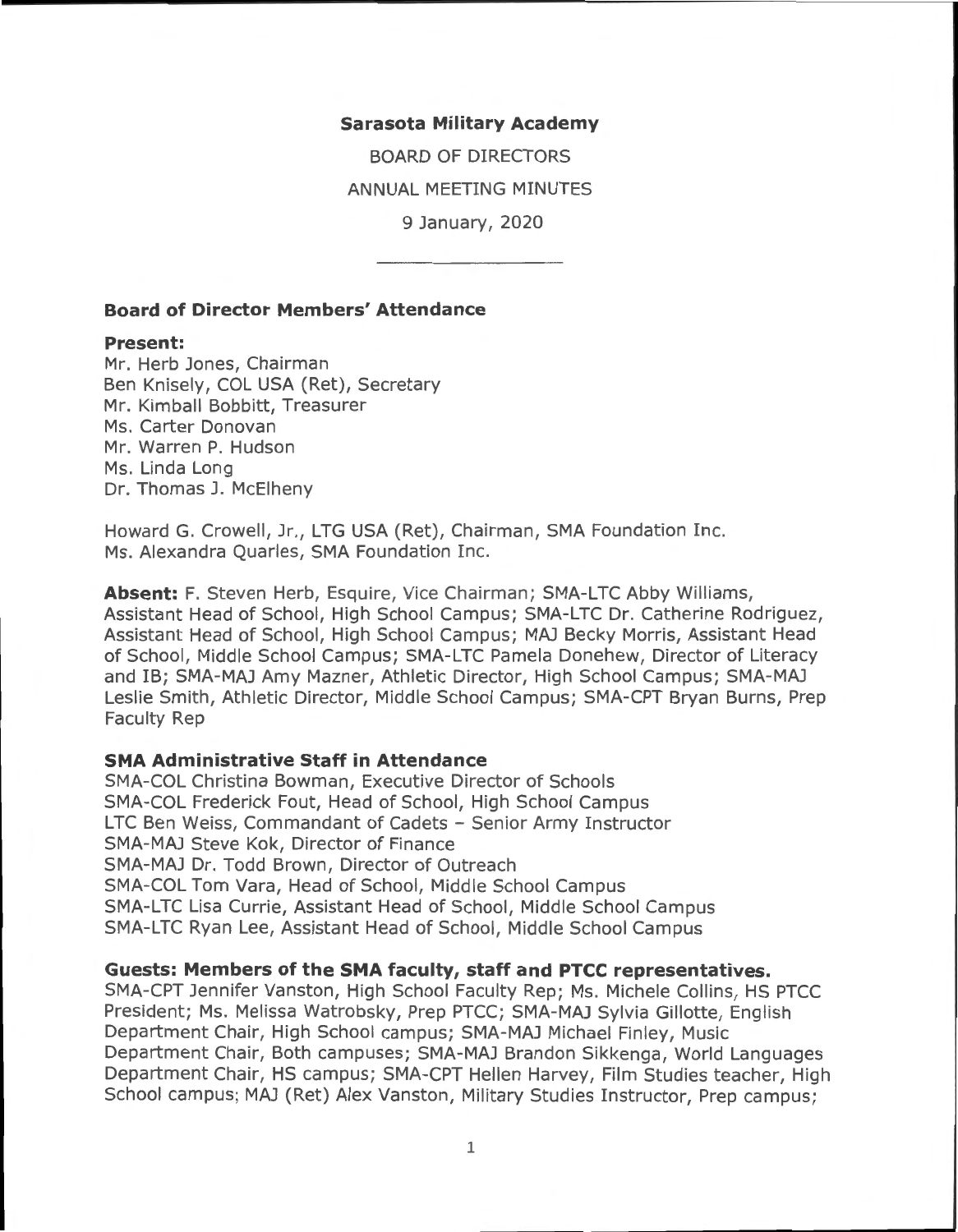# Sarasota Military Academy

BOARD OF DIRECTORS

ANNUAL MEETING MINUTES

9 January, 2020

---

## Board of Director Members' Attendance

**Present:**

Mr. Herb Jones, Chairman
Ben Knisely, COL USA (Ret), Secretary
Mr. Kimball Bobbitt, Treasurer
Ms. Carter Donovan
Mr. Warren P. Hudson
Ms. Linda Long
Dr. Thomas J. McElheny

Howard G. Crowell, Jr., LTG USA (Ret), Chairman, SMA Foundation Inc.
Ms. Alexandra Quarles, SMA Foundation Inc.

**Absent:** F. Steven Herb, Esquire, Vice Chairman; SMA-LTC Abby Williams, Assistant Head of School, High School Campus; SMA-LTC Dr. Catherine Rodriguez, Assistant Head of School, High School Campus; MAJ Becky Morris, Assistant Head of School, Middle School Campus; SMA-LTC Pamela Donehew, Director of Literacy and IB; SMA-MAJ Amy Mazner, Athletic Director, High School Campus; SMA-MAJ Leslie Smith, Athletic Director, Middle School Campus; SMA-CPT Bryan Burns, Prep Faculty Rep

## SMA Administrative Staff in Attendance

SMA-COL Christina Bowman, Executive Director of Schools
SMA-COL Frederick Fout, Head of School, High School Campus
LTC Ben Weiss, Commandant of Cadets – Senior Army Instructor
SMA-MAJ Steve Kok, Director of Finance
SMA-MAJ Dr. Todd Brown, Director of Outreach
SMA-COL Tom Vara, Head of School, Middle School Campus
SMA-LTC Lisa Currie, Assistant Head of School, Middle School Campus
SMA-LTC Ryan Lee, Assistant Head of School, Middle School Campus

## Guests: Members of the SMA faculty, staff and PTCC representatives.

SMA-CPT Jennifer Vanston, High School Faculty Rep; Ms. Michele Collins, HS PTCC President; Ms. Melissa Watrobsky, Prep PTCC; SMA-MAJ Sylvia Gillotte, English Department Chair, High School campus; SMA-MAJ Michael Finley, Music Department Chair, Both campuses; SMA-MAJ Brandon Sikkenga, World Languages Department Chair, HS campus; SMA-CPT Hellen Harvey, Film Studies teacher, High School campus; MAJ (Ret) Alex Vanston, Military Studies Instructor, Prep campus;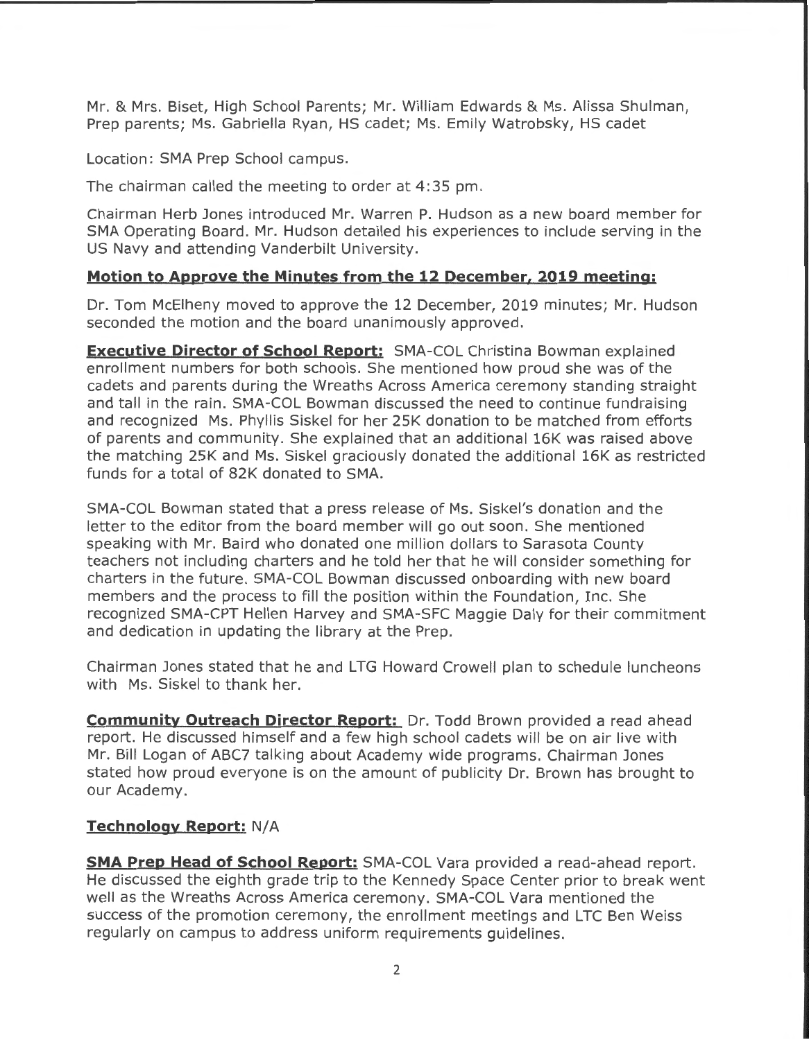Mr. & Mrs. Biset, High School Parents; Mr. William Edwards & Ms. Alissa Shulman, Prep parents; Ms. Gabriella Ryan, HS cadet; Ms. Emily Watrobsky, HS cadet

Location: SMA Prep School campus.

The chairman called the meeting to order at 4:35 pm.

Chairman Herb Jones introduced Mr. Warren P. Hudson as a new board member for SMA Operating Board. Mr. Hudson detailed his experiences to include serving in the US Navy and attending Vanderbilt University.

**Motion to Approve the Minutes from the 12 December, 2019 meeting:**

Dr. Tom McElheny moved to approve the 12 December, 2019 minutes; Mr. Hudson seconded the motion and the board unanimously approved.

**Executive Director of School Report:** SMA-COL Christina Bowman explained enrollment numbers for both schools. She mentioned how proud she was of the cadets and parents during the Wreaths Across America ceremony standing straight and tall in the rain. SMA-COL Bowman discussed the need to continue fundraising and recognized Ms. Phyllis Siskel for her 25K donation to be matched from efforts of parents and community. She explained that an additional 16K was raised above the matching 25K and Ms. Siskel graciously donated the additional 16K as restricted funds for a total of 82K donated to SMA.

SMA-COL Bowman stated that a press release of Ms. Siskel's donation and the letter to the editor from the board member will go out soon. She mentioned speaking with Mr. Baird who donated one million dollars to Sarasota County teachers not including charters and he told her that he will consider something for charters in the future. SMA-COL Bowman discussed onboarding with new board members and the process to fill the position within the Foundation, Inc. She recognized SMA-CPT Hellen Harvey and SMA-SFC Maggie Daly for their commitment and dedication in updating the library at the Prep.

Chairman Jones stated that he and LTG Howard Crowell plan to schedule luncheons with Ms. Siskel to thank her.

**Community Outreach Director Report:** Dr. Todd Brown provided a read ahead report. He discussed himself and a few high school cadets will be on air live with Mr. Bill Logan of ABC7 talking about Academy wide programs. Chairman Jones stated how proud everyone is on the amount of publicity Dr. Brown has brought to our Academy.

**Technology Report:** N/A

**SMA Prep Head of School Report:** SMA-COL Vara provided a read-ahead report. He discussed the eighth grade trip to the Kennedy Space Center prior to break went well as the Wreaths Across America ceremony. SMA-COL Vara mentioned the success of the promotion ceremony, the enrollment meetings and LTC Ben Weiss regularly on campus to address uniform requirements guidelines.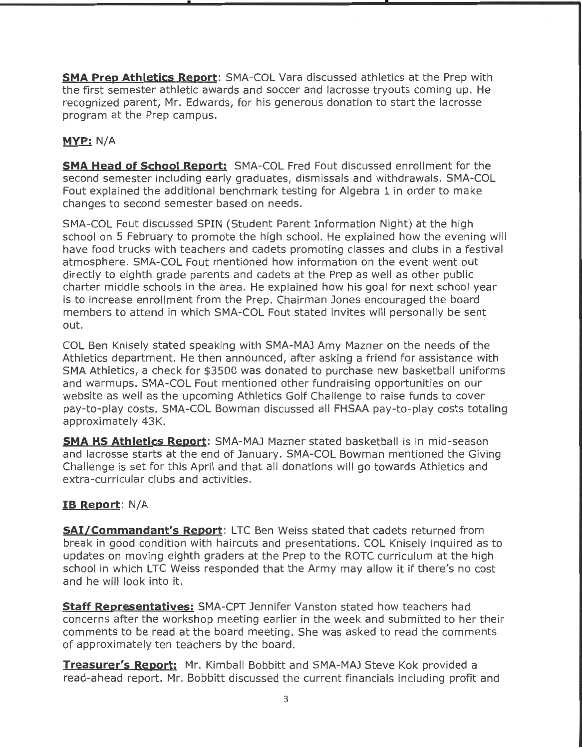**SMA Prep Athletics Report**: SMA-COL Vara discussed athletics at the Prep with the first semester athletic awards and soccer and lacrosse tryouts coming up. He recognized parent, Mr. Edwards, for his generous donation to start the lacrosse program at the Prep campus.

**MYP:** N/A

**SMA Head of School Report:** SMA-COL Fred Fout discussed enrollment for the second semester including early graduates, dismissals and withdrawals. SMA-COL Fout explained the additional benchmark testing for Algebra 1 in order to make changes to second semester based on needs.

SMA-COL Fout discussed SPIN (Student Parent Information Night) at the high school on 5 February to promote the high school. He explained how the evening will have food trucks with teachers and cadets promoting classes and clubs in a festival atmosphere. SMA-COL Fout mentioned how information on the event went out directly to eighth grade parents and cadets at the Prep as well as other public charter middle schools in the area. He explained how his goal for next school year is to increase enrollment from the Prep. Chairman Jones encouraged the board members to attend in which SMA-COL Fout stated invites will personally be sent out.

COL Ben Knisely stated speaking with SMA-MAJ Amy Mazner on the needs of the Athletics department. He then announced, after asking a friend for assistance with SMA Athletics, a check for $3500 was donated to purchase new basketball uniforms and warmups. SMA-COL Fout mentioned other fundraising opportunities on our website as well as the upcoming Athletics Golf Challenge to raise funds to cover pay-to-play costs. SMA-COL Bowman discussed all FHSAA pay-to-play costs totaling approximately 43K.

**SMA HS Athletics Report**: SMA-MAJ Mazner stated basketball is in mid-season and lacrosse starts at the end of January. SMA-COL Bowman mentioned the Giving Challenge is set for this April and that all donations will go towards Athletics and extra-curricular clubs and activities.

**IB Report**: N/A

**SAI/Commandant's Report**: LTC Ben Weiss stated that cadets returned from break in good condition with haircuts and presentations. COL Knisely inquired as to updates on moving eighth graders at the Prep to the ROTC curriculum at the high school in which LTC Weiss responded that the Army may allow it if there's no cost and he will look into it.

**Staff Representatives:** SMA-CPT Jennifer Vanston stated how teachers had concerns after the workshop meeting earlier in the week and submitted to her their comments to be read at the board meeting. She was asked to read the comments of approximately ten teachers by the board.

**Treasurer's Report:** Mr. Kimball Bobbitt and SMA-MAJ Steve Kok provided a read-ahead report. Mr. Bobbitt discussed the current financials including profit and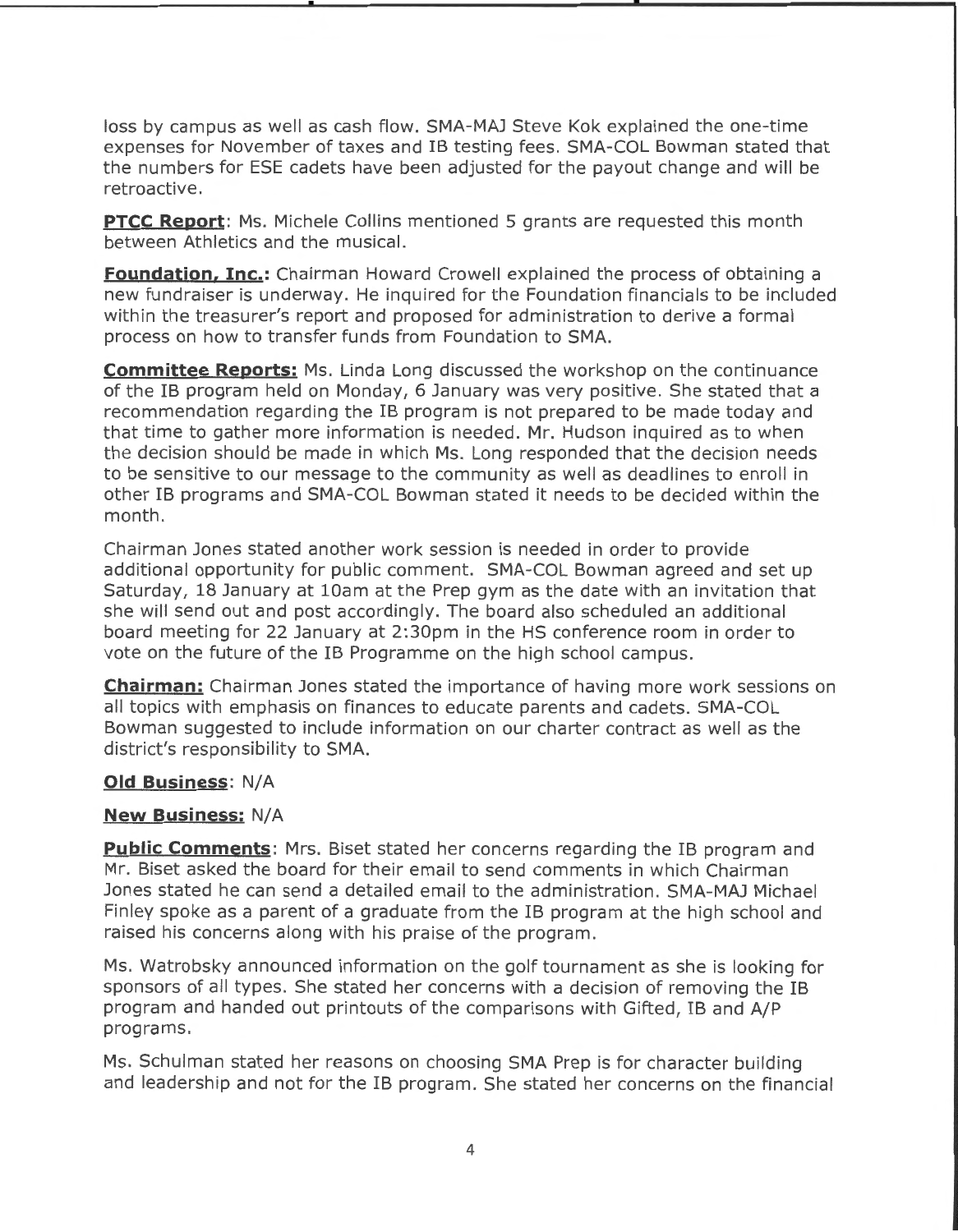loss by campus as well as cash flow. SMA-MAJ Steve Kok explained the one-time expenses for November of taxes and IB testing fees. SMA-COL Bowman stated that the numbers for ESE cadets have been adjusted for the payout change and will be retroactive.

**PTCC Report**: Ms. Michele Collins mentioned 5 grants are requested this month between Athletics and the musical.

**Foundation, Inc.:** Chairman Howard Crowell explained the process of obtaining a new fundraiser is underway. He inquired for the Foundation financials to be included within the treasurer's report and proposed for administration to derive a formal process on how to transfer funds from Foundation to SMA.

**Committee Reports:** Ms. Linda Long discussed the workshop on the continuance of the IB program held on Monday, 6 January was very positive. She stated that a recommendation regarding the IB program is not prepared to be made today and that time to gather more information is needed. Mr. Hudson inquired as to when the decision should be made in which Ms. Long responded that the decision needs to be sensitive to our message to the community as well as deadlines to enroll in other IB programs and SMA-COL Bowman stated it needs to be decided within the month.

Chairman Jones stated another work session is needed in order to provide additional opportunity for public comment. SMA-COL Bowman agreed and set up Saturday, 18 January at 10am at the Prep gym as the date with an invitation that she will send out and post accordingly. The board also scheduled an additional board meeting for 22 January at 2:30pm in the HS conference room in order to vote on the future of the IB Programme on the high school campus.

**Chairman:** Chairman Jones stated the importance of having more work sessions on all topics with emphasis on finances to educate parents and cadets. SMA-COL Bowman suggested to include information on our charter contract as well as the district's responsibility to SMA.

**Old Business**: N/A

**New Business:** N/A

**Public Comments**: Mrs. Biset stated her concerns regarding the IB program and Mr. Biset asked the board for their email to send comments in which Chairman Jones stated he can send a detailed email to the administration. SMA-MAJ Michael Finley spoke as a parent of a graduate from the IB program at the high school and raised his concerns along with his praise of the program.

Ms. Watrobsky announced information on the golf tournament as she is looking for sponsors of all types. She stated her concerns with a decision of removing the IB program and handed out printouts of the comparisons with Gifted, IB and A/P programs.

Ms. Schulman stated her reasons on choosing SMA Prep is for character building and leadership and not for the IB program. She stated her concerns on the financial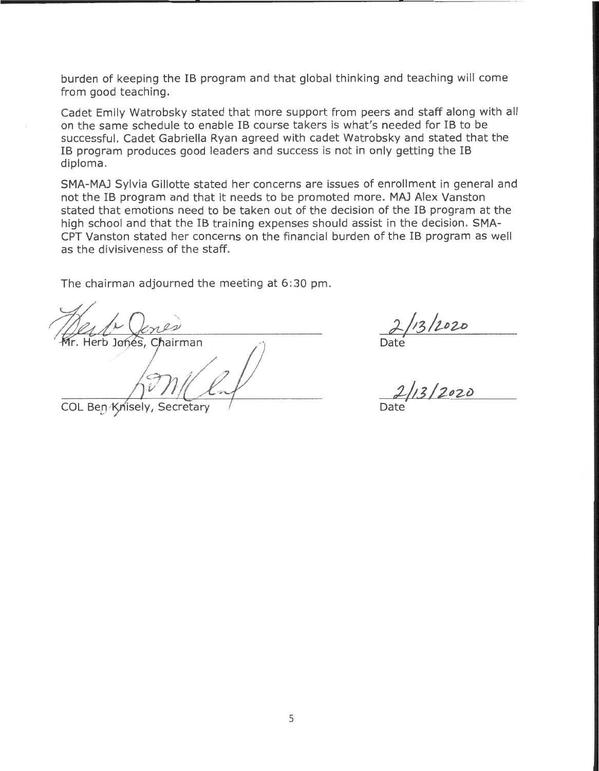burden of keeping the IB program and that global thinking and teaching will come from good teaching.

Cadet Emily Watrobsky stated that more support from peers and staff along with all on the same schedule to enable IB course takers is what's needed for IB to be successful. Cadet Gabriella Ryan agreed with cadet Watrobsky and stated that the IB program produces good leaders and success is not in only getting the IB diploma.

SMA-MAJ Sylvia Gillotte stated her concerns are issues of enrollment in general and not the IB program and that it needs to be promoted more. MAJ Alex Vanston stated that emotions need to be taken out of the decision of the IB program at the high school and that the IB training expenses should assist in the decision. SMA-CPT Vanston stated her concerns on the financial burden of the IB program as well as the divisiveness of the staff.

The chairman adjourned the meeting at 6:30 pm.

Mr. Herb Jones, Chairman — Date: 2/13/2020

COL Ben Knisely, Secretary — Date: 2/13/2020